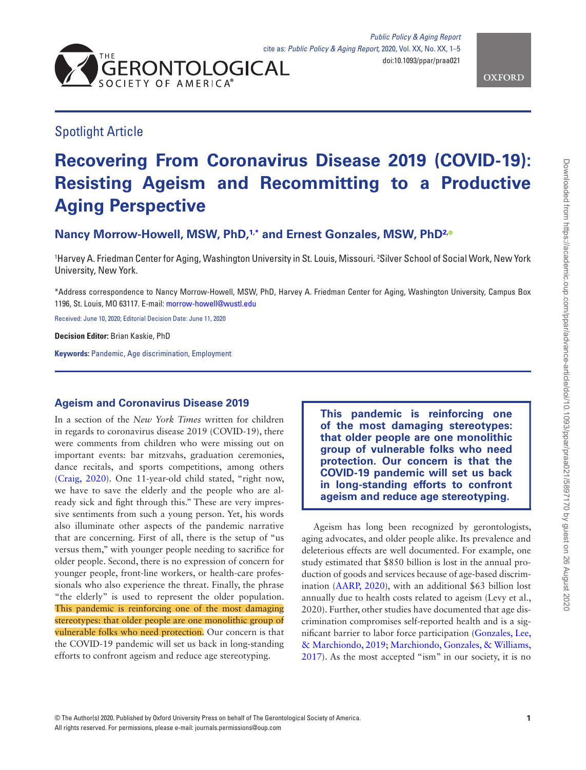Spotlight Article

# Recovering From Coronavirus Disease 2019 (COVID-19): Resisting Ageism and Recommitting to a Productive Aging Perspective

**Nancy Morrow-Howell, MSW, PhD,[1,*] and Ernest Gonzales, MSW, PhD[2]**

[1]Harvey A. Friedman Center for Aging, Washington University in St. Louis, Missouri. [2]Silver School of Social Work, New York University, New York.

*Address correspondence to Nancy Morrow-Howell, MSW, PhD, Harvey A. Friedman Center for Aging, Washington University, Campus Box 1196, St. Louis, MO 63117. E-mail: morrow-howell@wustl.edu

Received: June 10, 2020; Editorial Decision Date: June 11, 2020

**Decision Editor:** Brian Kaskie, PhD

**Keywords:** Pandemic, Age discrimination, Employment

## Ageism and Coronavirus Disease 2019

In a section of the *New York Times* written for children in regards to coronavirus disease 2019 (COVID-19), there were comments from children who were missing out on important events: bar mitzvahs, graduation ceremonies, dance recitals, and sports competitions, among others (Craig, 2020). One 11-year-old child stated, "right now, we have to save the elderly and the people who are already sick and fight through this." These are very impressive sentiments from such a young person. Yet, his words also illuminate other aspects of the pandemic narrative that are concerning. First of all, there is the setup of "us versus them," with younger people needing to sacrifice for older people. Second, there is no expression of concern for younger people, front-line workers, or health-care professionals who also experience the threat. Finally, the phrase "the elderly" is used to represent the older population. This pandemic is reinforcing one of the most damaging stereotypes: that older people are one monolithic group of vulnerable folks who need protection. Our concern is that the COVID-19 pandemic will set us back in long-standing efforts to confront ageism and reduce age stereotyping.

> **This pandemic is reinforcing one of the most damaging stereotypes: that older people are one monolithic group of vulnerable folks who need protection. Our concern is that the COVID-19 pandemic will set us back in long-standing efforts to confront ageism and reduce age stereotyping.**

Ageism has long been recognized by gerontologists, aging advocates, and older people alike. Its prevalence and deleterious effects are well documented. For example, one study estimated that $850 billion is lost in the annual production of goods and services because of age-based discrimination (AARP, 2020), with an additional $63 billion lost annually due to health costs related to ageism (Levy et al., 2020). Further, other studies have documented that age discrimination compromises self-reported health and is a significant barrier to labor force participation (Gonzales, Lee, & Marchiondo, 2019; Marchiondo, Gonzales, & Williams, 2017). As the most accepted "ism" in our society, it is no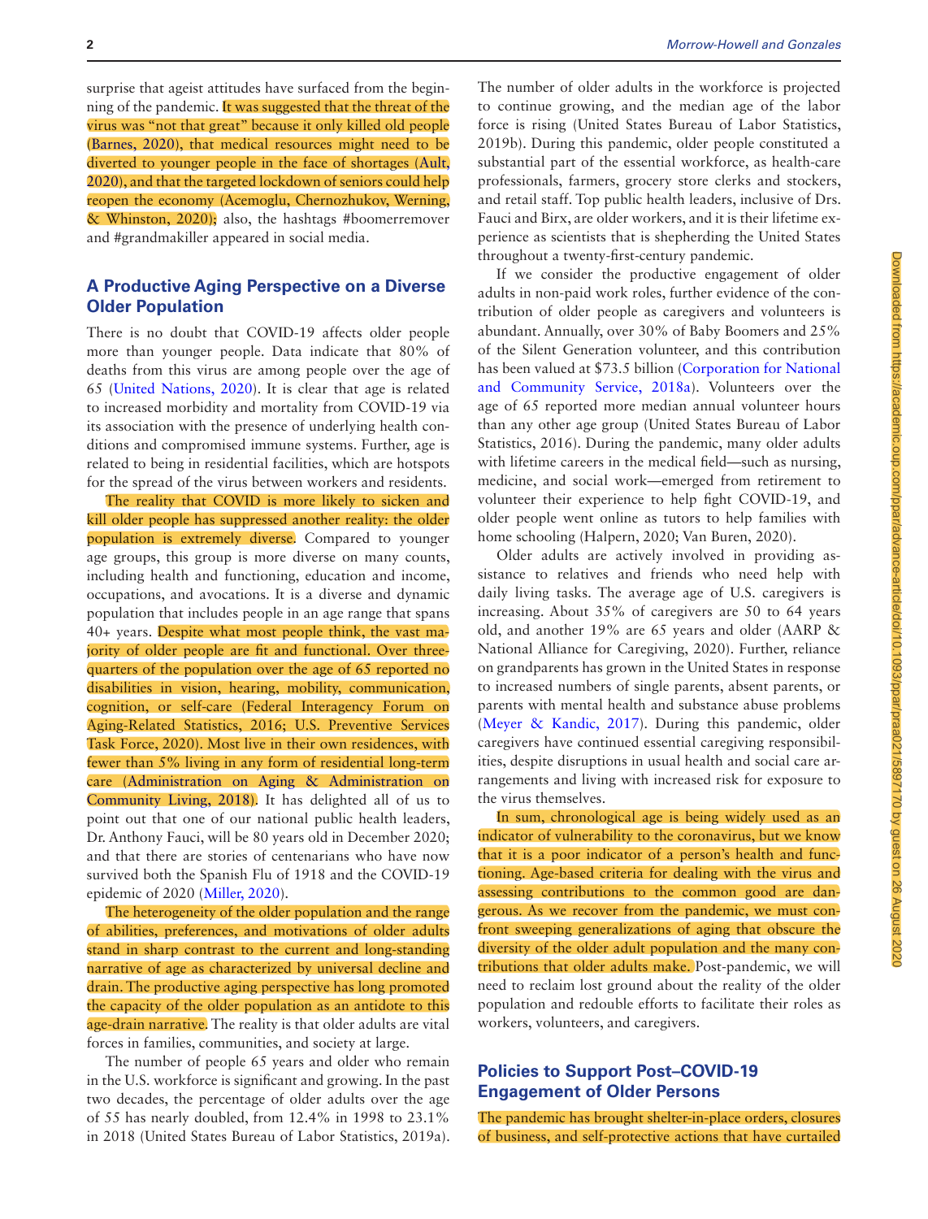surprise that ageist attitudes have surfaced from the beginning of the pandemic. It was suggested that the threat of the virus was "not that great" because it only killed old people (Barnes, 2020), that medical resources might need to be diverted to younger people in the face of shortages (Ault, 2020), and that the targeted lockdown of seniors could help reopen the economy (Acemoglu, Chernozhukov, Werning, & Whinston, 2020); also, the hashtags #boomerremover and #grandmakiller appeared in social media.

## A Productive Aging Perspective on a Diverse Older Population

There is no doubt that COVID-19 affects older people more than younger people. Data indicate that 80% of deaths from this virus are among people over the age of 65 (United Nations, 2020). It is clear that age is related to increased morbidity and mortality from COVID-19 via its association with the presence of underlying health conditions and compromised immune systems. Further, age is related to being in residential facilities, which are hotspots for the spread of the virus between workers and residents.

The reality that COVID is more likely to sicken and kill older people has suppressed another reality: the older population is extremely diverse. Compared to younger age groups, this group is more diverse on many counts, including health and functioning, education and income, occupations, and avocations. It is a diverse and dynamic population that includes people in an age range that spans 40+ years. Despite what most people think, the vast majority of older people are fit and functional. Over three-quarters of the population over the age of 65 reported no disabilities in vision, hearing, mobility, communication, cognition, or self-care (Federal Interagency Forum on Aging-Related Statistics, 2016; U.S. Preventive Services Task Force, 2020). Most live in their own residences, with fewer than 5% living in any form of residential long-term care (Administration on Aging & Administration on Community Living, 2018). It has delighted all of us to point out that one of our national public health leaders, Dr. Anthony Fauci, will be 80 years old in December 2020; and that there are stories of centenarians who have now survived both the Spanish Flu of 1918 and the COVID-19 epidemic of 2020 (Miller, 2020).

The heterogeneity of the older population and the range of abilities, preferences, and motivations of older adults stand in sharp contrast to the current and long-standing narrative of age as characterized by universal decline and drain. The productive aging perspective has long promoted the capacity of the older population as an antidote to this age-drain narrative. The reality is that older adults are vital forces in families, communities, and society at large.

The number of people 65 years and older who remain in the U.S. workforce is significant and growing. In the past two decades, the percentage of older adults over the age of 55 has nearly doubled, from 12.4% in 1998 to 23.1% in 2018 (United States Bureau of Labor Statistics, 2019a). The number of older adults in the workforce is projected to continue growing, and the median age of the labor force is rising (United States Bureau of Labor Statistics, 2019b). During this pandemic, older people constituted a substantial part of the essential workforce, as health-care professionals, farmers, grocery store clerks and stockers, and retail staff. Top public health leaders, inclusive of Drs. Fauci and Birx, are older workers, and it is their lifetime experience as scientists that is shepherding the United States throughout a twenty-first-century pandemic.

If we consider the productive engagement of older adults in non-paid work roles, further evidence of the contribution of older people as caregivers and volunteers is abundant. Annually, over 30% of Baby Boomers and 25% of the Silent Generation volunteer, and this contribution has been valued at $73.5 billion (Corporation for National and Community Service, 2018a). Volunteers over the age of 65 reported more median annual volunteer hours than any other age group (United States Bureau of Labor Statistics, 2016). During the pandemic, many older adults with lifetime careers in the medical field—such as nursing, medicine, and social work—emerged from retirement to volunteer their experience to help fight COVID-19, and older people went online as tutors to help families with home schooling (Halpern, 2020; Van Buren, 2020).

Older adults are actively involved in providing assistance to relatives and friends who need help with daily living tasks. The average age of U.S. caregivers is increasing. About 35% of caregivers are 50 to 64 years old, and another 19% are 65 years and older (AARP & National Alliance for Caregiving, 2020). Further, reliance on grandparents has grown in the United States in response to increased numbers of single parents, absent parents, or parents with mental health and substance abuse problems (Meyer & Kandic, 2017). During this pandemic, older caregivers have continued essential caregiving responsibilities, despite disruptions in usual health and social care arrangements and living with increased risk for exposure to the virus themselves.

In sum, chronological age is being widely used as an indicator of vulnerability to the coronavirus, but we know that it is a poor indicator of a person's health and functioning. Age-based criteria for dealing with the virus and assessing contributions to the common good are dangerous. As we recover from the pandemic, we must confront sweeping generalizations of aging that obscure the diversity of the older adult population and the many contributions that older adults make. Post-pandemic, we will need to reclaim lost ground about the reality of the older population and redouble efforts to facilitate their roles as workers, volunteers, and caregivers.

## Policies to Support Post–COVID-19 Engagement of Older Persons

The pandemic has brought shelter-in-place orders, closures of business, and self-protective actions that have curtailed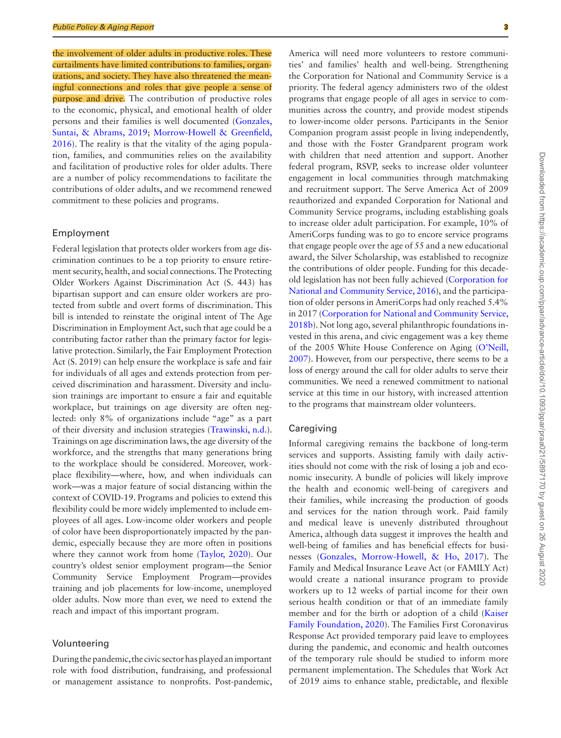the involvement of older adults in productive roles. These curtailments have limited contributions to families, organizations, and society. They have also threatened the meaningful connections and roles that give people a sense of purpose and drive. The contribution of productive roles to the economic, physical, and emotional health of older persons and their families is well documented (Gonzales, Suntai, & Abrams, 2019; Morrow-Howell & Greenfield, 2016). The reality is that the vitality of the aging population, families, and communities relies on the availability and facilitation of productive roles for older adults. There are a number of policy recommendations to facilitate the contributions of older adults, and we recommend renewed commitment to these policies and programs.

## Employment

Federal legislation that protects older workers from age discrimination continues to be a top priority to ensure retirement security, health, and social connections. The Protecting Older Workers Against Discrimination Act (S. 443) has bipartisan support and can ensure older workers are protected from subtle and overt forms of discrimination. This bill is intended to reinstate the original intent of The Age Discrimination in Employment Act, such that age could be a contributing factor rather than the primary factor for legislative protection. Similarly, the Fair Employment Protection Act (S. 2019) can help ensure the workplace is safe and fair for individuals of all ages and extends protection from perceived discrimination and harassment. Diversity and inclusion trainings are important to ensure a fair and equitable workplace, but trainings on age diversity are often neglected: only 8% of organizations include "age" as a part of their diversity and inclusion strategies (Trawinski, n.d.). Trainings on age discrimination laws, the age diversity of the workforce, and the strengths that many generations bring to the workplace should be considered. Moreover, workplace flexibility—where, how, and when individuals can work—was a major feature of social distancing within the context of COVID-19. Programs and policies to extend this flexibility could be more widely implemented to include employees of all ages. Low-income older workers and people of color have been disproportionately impacted by the pandemic, especially because they are more often in positions where they cannot work from home (Taylor, 2020). Our country's oldest senior employment program—the Senior Community Service Employment Program—provides training and job placements for low-income, unemployed older adults. Now more than ever, we need to extend the reach and impact of this important program.

## Volunteering

During the pandemic, the civic sector has played an important role with food distribution, fundraising, and professional or management assistance to nonprofits. Post-pandemic, America will need more volunteers to restore communities' and families' health and well-being. Strengthening the Corporation for National and Community Service is a priority. The federal agency administers two of the oldest programs that engage people of all ages in service to communities across the country, and provide modest stipends to lower-income older persons. Participants in the Senior Companion program assist people in living independently, and those with the Foster Grandparent program work with children that need attention and support. Another federal program, RSVP, seeks to increase older volunteer engagement in local communities through matchmaking and recruitment support. The Serve America Act of 2009 reauthorized and expanded Corporation for National and Community Service programs, including establishing goals to increase older adult participation. For example, 10% of AmeriCorps funding was to go to encore service programs that engage people over the age of 55 and a new educational award, the Silver Scholarship, was established to recognize the contributions of older people. Funding for this decade-old legislation has not been fully achieved (Corporation for National and Community Service, 2016), and the participation of older persons in AmeriCorps had only reached 5.4% in 2017 (Corporation for National and Community Service, 2018b). Not long ago, several philanthropic foundations invested in this arena, and civic engagement was a key theme of the 2005 White House Conference on Aging (O'Neill, 2007). However, from our perspective, there seems to be a loss of energy around the call for older adults to serve their communities. We need a renewed commitment to national service at this time in our history, with increased attention to the programs that mainstream older volunteers.

## Caregiving

Informal caregiving remains the backbone of long-term services and supports. Assisting family with daily activities should not come with the risk of losing a job and economic insecurity. A bundle of policies will likely improve the health and economic well-being of caregivers and their families, while increasing the production of goods and services for the nation through work. Paid family and medical leave is unevenly distributed throughout America, although data suggest it improves the health and well-being of families and has beneficial effects for businesses (Gonzales, Morrow-Howell, & Ho, 2017). The Family and Medical Insurance Leave Act (or FAMILY Act) would create a national insurance program to provide workers up to 12 weeks of partial income for their own serious health condition or that of an immediate family member and for the birth or adoption of a child (Kaiser Family Foundation, 2020). The Families First Coronavirus Response Act provided temporary paid leave to employees during the pandemic, and economic and health outcomes of the temporary rule should be studied to inform more permanent implementation. The Schedules that Work Act of 2019 aims to enhance stable, predictable, and flexible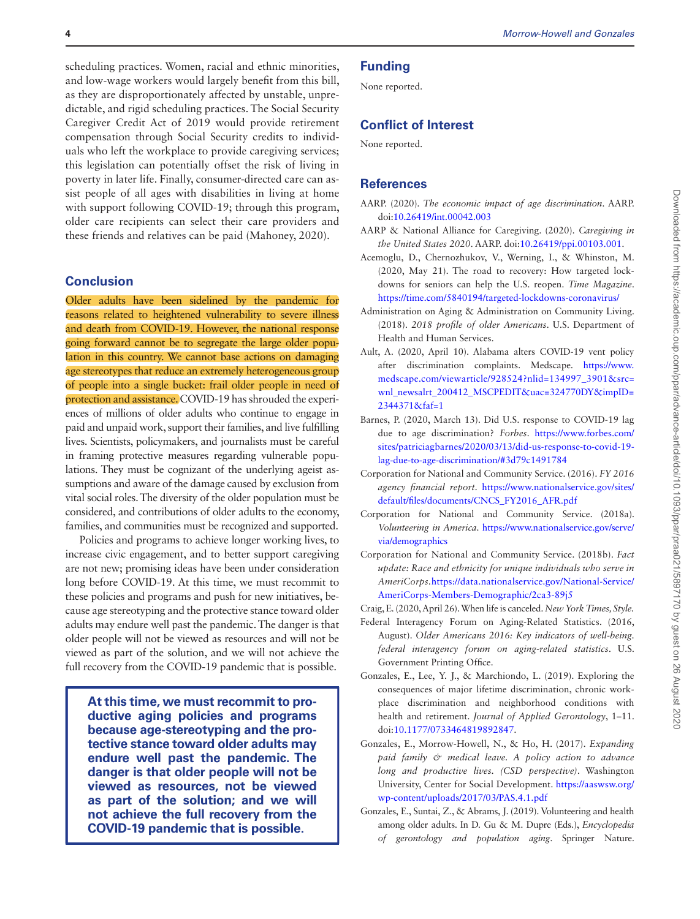scheduling practices. Women, racial and ethnic minorities, and low-wage workers would largely benefit from this bill, as they are disproportionately affected by unstable, unpredictable, and rigid scheduling practices. The Social Security Caregiver Credit Act of 2019 would provide retirement compensation through Social Security credits to individuals who left the workplace to provide caregiving services; this legislation can potentially offset the risk of living in poverty in later life. Finally, consumer-directed care can assist people of all ages with disabilities in living at home with support following COVID-19; through this program, older care recipients can select their care providers and these friends and relatives can be paid (Mahoney, 2020).

## Conclusion

Older adults have been sidelined by the pandemic for reasons related to heightened vulnerability to severe illness and death from COVID-19. However, the national response going forward cannot be to segregate the large older population in this country. We cannot base actions on damaging age stereotypes that reduce an extremely heterogeneous group of people into a single bucket: frail older people in need of protection and assistance. COVID-19 has shrouded the experiences of millions of older adults who continue to engage in paid and unpaid work, support their families, and live fulfilling lives. Scientists, policymakers, and journalists must be careful in framing protective measures regarding vulnerable populations. They must be cognizant of the underlying ageist assumptions and aware of the damage caused by exclusion from vital social roles. The diversity of the older population must be considered, and contributions of older adults to the economy, families, and communities must be recognized and supported.

Policies and programs to achieve longer working lives, to increase civic engagement, and to better support caregiving are not new; promising ideas have been under consideration long before COVID-19. At this time, we must recommit to these policies and programs and push for new initiatives, because age stereotyping and the protective stance toward older adults may endure well past the pandemic. The danger is that older people will not be viewed as resources and will not be viewed as part of the solution, and we will not achieve the full recovery from the COVID-19 pandemic that is possible.

> **At this time, we must recommit to productive aging policies and programs because age-stereotyping and the protective stance toward older adults may endure well past the pandemic. The danger is that older people will not be viewed as resources, not be viewed as part of the solution; and we will not achieve the full recovery from the COVID-19 pandemic that is possible.**

## Funding

None reported.

## Conflict of Interest

None reported.

## References

AARP. (2020). *The economic impact of age discrimination*. AARP. doi:10.26419/int.00042.003

AARP & National Alliance for Caregiving. (2020). *Caregiving in the United States 2020*. AARP. doi:10.26419/ppi.00103.001.

Acemoglu, D., Chernozhukov, V., Werning, I., & Whinston, M. (2020, May 21). The road to recovery: How targeted lockdowns for seniors can help the U.S. reopen. *Time Magazine*. https://time.com/5840194/targeted-lockdowns-coronavirus/

Administration on Aging & Administration on Community Living. (2018). *2018 profile of older Americans*. U.S. Department of Health and Human Services.

Ault, A. (2020, April 10). Alabama alters COVID-19 vent policy after discrimination complaints. Medscape. https://www.medscape.com/viewarticle/928524?nlid=134997_3901&src=wnl_newsalrt_200412_MSCPEDIT&uac=324770DY&impID=2344371&faf=1

Barnes, P. (2020, March 13). Did U.S. response to COVID-19 lag due to age discrimination? *Forbes*. https://www.forbes.com/sites/patriciagbarnes/2020/03/13/did-us-response-to-covid-19-lag-due-to-age-discrimination/#3d79c1491784

Corporation for National and Community Service. (2016). *FY 2016 agency financial report*. https://www.nationalservice.gov/sites/default/files/documents/CNCS_FY2016_AFR.pdf

Corporation for National and Community Service. (2018a). *Volunteering in America*. https://www.nationalservice.gov/serve/via/demographics

Corporation for National and Community Service. (2018b). *Fact update: Race and ethnicity for unique individuals who serve in AmeriCorps*.https://data.nationalservice.gov/National-Service/AmeriCorps-Members-Demographic/2ca3-89j5

Craig, E. (2020, April 26). When life is canceled. *New York Times, Style*.

Federal Interagency Forum on Aging-Related Statistics. (2016, August). *Older Americans 2016: Key indicators of well-being. federal interagency forum on aging-related statistics*. U.S. Government Printing Office.

Gonzales, E., Lee, Y. J., & Marchiondo, L. (2019). Exploring the consequences of major lifetime discrimination, chronic workplace discrimination and neighborhood conditions with health and retirement. *Journal of Applied Gerontology*, 1–11. doi:10.1177/0733464819892847.

Gonzales, E., Morrow-Howell, N., & Ho, H. (2017). *Expanding paid family & medical leave. A policy action to advance long and productive lives. (CSD perspective)*. Washington University, Center for Social Development. https://aaswsw.org/wp-content/uploads/2017/03/PAS.4.1.pdf

Gonzales, E., Suntai, Z., & Abrams, J. (2019). Volunteering and health among older adults. In D. Gu & M. Dupre (Eds.), *Encyclopedia of gerontology and population aging*. Springer Nature.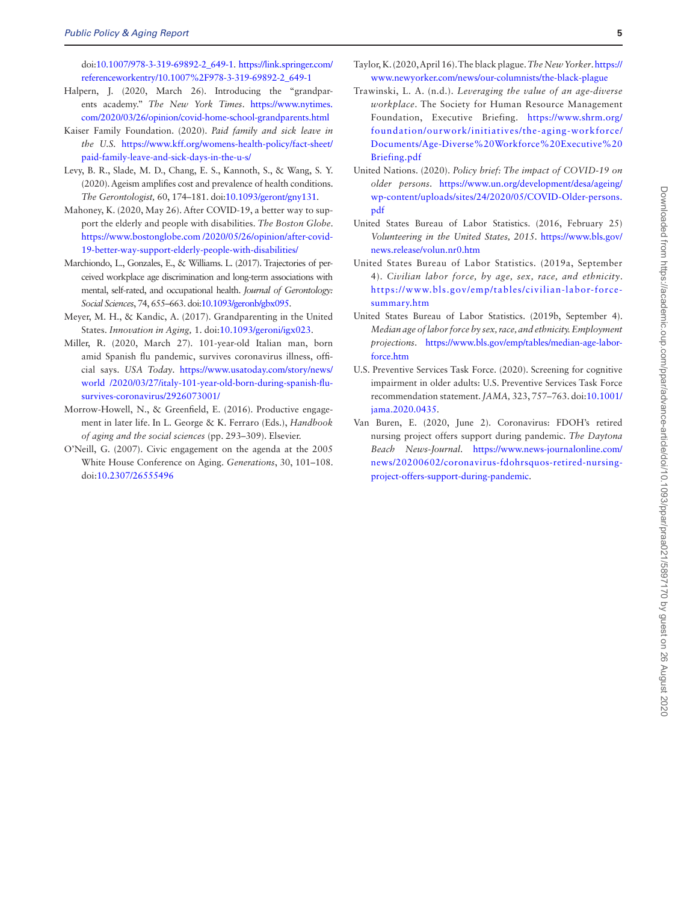doi:10.1007/978-3-319-69892-2_649-1. https://link.springer.com/referenceworkentry/10.1007%2F978-3-319-69892-2_649-1

Halpern, J. (2020, March 26). Introducing the "grandparents academy." *The New York Times*. https://www.nytimes.com/2020/03/26/opinion/covid-home-school-grandparents.html

Kaiser Family Foundation. (2020). *Paid family and sick leave in the U.S.* https://www.kff.org/womens-health-policy/fact-sheet/paid-family-leave-and-sick-days-in-the-u-s/

Levy, B. R., Slade, M. D., Chang, E. S., Kannoth, S., & Wang, S. Y. (2020). Ageism amplifies cost and prevalence of health conditions. *The Gerontologist,* 60, 174–181. doi:10.1093/geront/gny131.

Mahoney, K. (2020, May 26). After COVID-19, a better way to support the elderly and people with disabilities. *The Boston Globe*. https://www.bostonglobe.com /2020/05/26/opinion/after-covid-19-better-way-support-elderly-people-with-disabilities/

Marchiondo, L., Gonzales, E., & Williams. L. (2017). Trajectories of perceived workplace age discrimination and long-term associations with mental, self-rated, and occupational health. *Journal of Gerontology: Social Sciences*, 74, 655–663. doi:10.1093/geronb/gbx095.

Meyer, M. H., & Kandic, A. (2017). Grandparenting in the United States. *Innovation in Aging,* 1. doi:10.1093/geroni/igx023.

Miller, R. (2020, March 27). 101-year-old Italian man, born amid Spanish flu pandemic, survives coronavirus illness, official says. *USA Today*. https://www.usatoday.com/story/news/world /2020/03/27/italy-101-year-old-born-during-spanish-flu-survives-coronavirus/2926073001/

Morrow-Howell, N., & Greenfield, E. (2016). Productive engagement in later life. In L. George & K. Ferraro (Eds.), *Handbook of aging and the social sciences* (pp. 293–309). Elsevier.

O'Neill, G. (2007). Civic engagement on the agenda at the 2005 White House Conference on Aging. *Generations*, 30, 101–108. doi:10.2307/26555496

Taylor, K. (2020, April 16). The black plague. *The New Yorker*. https://www.newyorker.com/news/our-columnists/the-black-plague

Trawinski, L. A. (n.d.). *Leveraging the value of an age-diverse workplace*. The Society for Human Resource Management Foundation, Executive Briefing. https://www.shrm.org/foundation/ourwork/initiatives/the-aging-workforce/Documents/Age-Diverse%20Workforce%20Executive%20Briefing.pdf

United Nations. (2020). *Policy brief: The impact of COVID-19 on older persons*. https://www.un.org/development/desa/ageing/wp-content/uploads/sites/24/2020/05/COVID-Older-persons.pdf

United States Bureau of Labor Statistics. (2016, February 25) *Volunteering in the United States, 2015*. https://www.bls.gov/news.release/volun.nr0.htm

United States Bureau of Labor Statistics. (2019a, September 4). *Civilian labor force, by age, sex, race, and ethnicity*. https://www.bls.gov/emp/tables/civilian-labor-force-summary.htm

United States Bureau of Labor Statistics. (2019b, September 4). *Median age of labor force by sex, race, and ethnicity. Employment projections*. https://www.bls.gov/emp/tables/median-age-labor-force.htm

U.S. Preventive Services Task Force. (2020). Screening for cognitive impairment in older adults: U.S. Preventive Services Task Force recommendation statement. *JAMA,* 323, 757–763. doi:10.1001/jama.2020.0435.

Van Buren, E. (2020, June 2). Coronavirus: FDOH's retired nursing project offers support during pandemic. *The Daytona Beach News-Journal*. https://www.news-journalonline.com/news/20200602/coronavirus-fdohrsquos-retired-nursing-project-offers-support-during-pandemic.